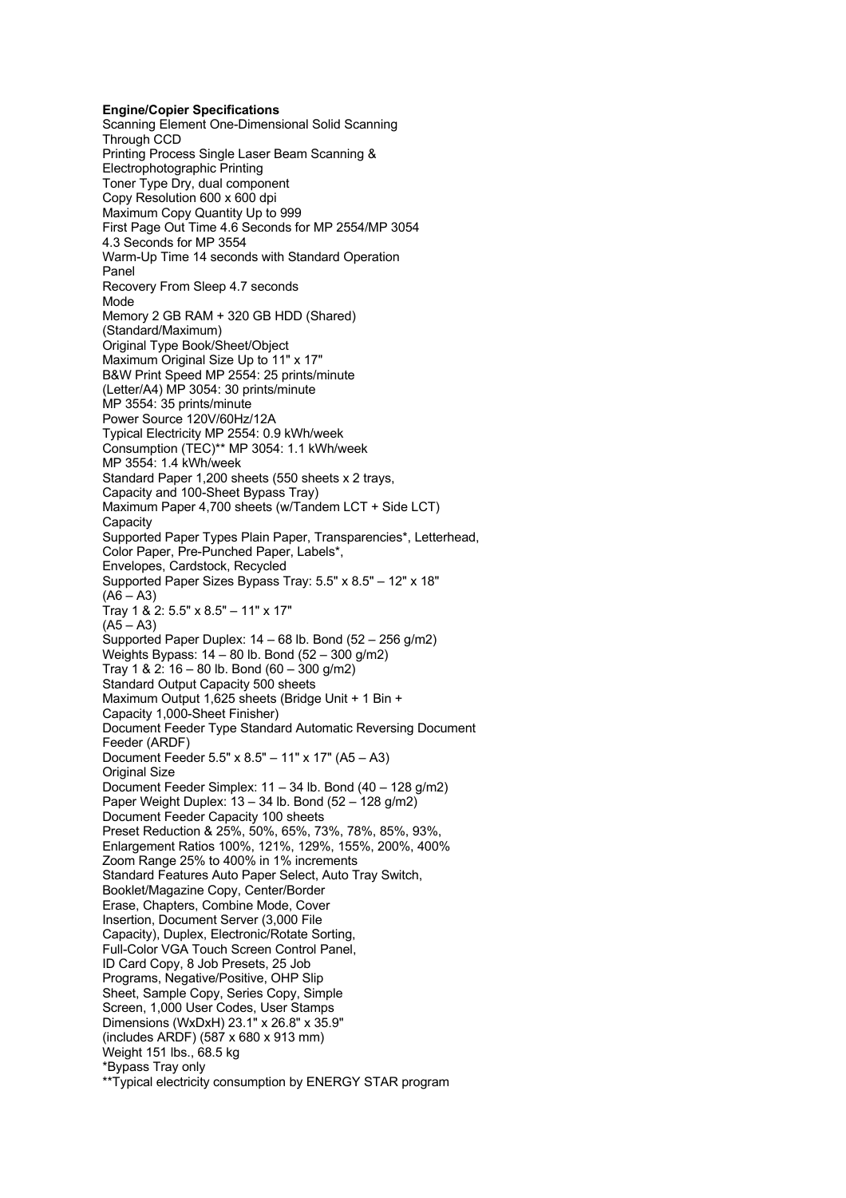**Engine/Copier Specifications**

Scanning Element One-Dimensional Solid Scanning
Through CCD
Printing Process Single Laser Beam Scanning &
Electrophotographic Printing
Toner Type Dry, dual component
Copy Resolution 600 x 600 dpi
Maximum Copy Quantity Up to 999
First Page Out Time 4.6 Seconds for MP 2554/MP 3054
4.3 Seconds for MP 3554
Warm-Up Time 14 seconds with Standard Operation
Panel
Recovery From Sleep 4.7 seconds
Mode
Memory 2 GB RAM + 320 GB HDD (Shared)
(Standard/Maximum)
Original Type Book/Sheet/Object
Maximum Original Size Up to 11" x 17"
B&W Print Speed MP 2554: 25 prints/minute
(Letter/A4) MP 3054: 30 prints/minute
MP 3554: 35 prints/minute
Power Source 120V/60Hz/12A
Typical Electricity MP 2554: 0.9 kWh/week
Consumption (TEC)** MP 3054: 1.1 kWh/week
MP 3554: 1.4 kWh/week
Standard Paper 1,200 sheets (550 sheets x 2 trays,
Capacity and 100-Sheet Bypass Tray)
Maximum Paper 4,700 sheets (w/Tandem LCT + Side LCT)
Capacity
Supported Paper Types Plain Paper, Transparencies*, Letterhead,
Color Paper, Pre-Punched Paper, Labels*,
Envelopes, Cardstock, Recycled
Supported Paper Sizes Bypass Tray: 5.5" x 8.5" – 12" x 18"
(A6 – A3)
Tray 1 & 2: 5.5" x 8.5" – 11" x 17"
(A5 – A3)
Supported Paper Duplex: 14 – 68 lb. Bond (52 – 256 g/m2)
Weights Bypass: 14 – 80 lb. Bond (52 – 300 g/m2)
Tray 1 & 2: 16 – 80 lb. Bond (60 – 300 g/m2)
Standard Output Capacity 500 sheets
Maximum Output 1,625 sheets (Bridge Unit + 1 Bin +
Capacity 1,000-Sheet Finisher)
Document Feeder Type Standard Automatic Reversing Document
Feeder (ARDF)
Document Feeder 5.5" x 8.5" – 11" x 17" (A5 – A3)
Original Size
Document Feeder Simplex: 11 – 34 lb. Bond (40 – 128 g/m2)
Paper Weight Duplex: 13 – 34 lb. Bond (52 – 128 g/m2)
Document Feeder Capacity 100 sheets
Preset Reduction & 25%, 50%, 65%, 73%, 78%, 85%, 93%,
Enlargement Ratios 100%, 121%, 129%, 155%, 200%, 400%
Zoom Range 25% to 400% in 1% increments
Standard Features Auto Paper Select, Auto Tray Switch,
Booklet/Magazine Copy, Center/Border
Erase, Chapters, Combine Mode, Cover
Insertion, Document Server (3,000 File
Capacity), Duplex, Electronic/Rotate Sorting,
Full-Color VGA Touch Screen Control Panel,
ID Card Copy, 8 Job Presets, 25 Job
Programs, Negative/Positive, OHP Slip
Sheet, Sample Copy, Series Copy, Simple
Screen, 1,000 User Codes, User Stamps
Dimensions (WxDxH) 23.1" x 26.8" x 35.9"
(includes ARDF) (587 x 680 x 913 mm)
Weight 151 lbs., 68.5 kg
*Bypass Tray only
**Typical electricity consumption by ENERGY STAR program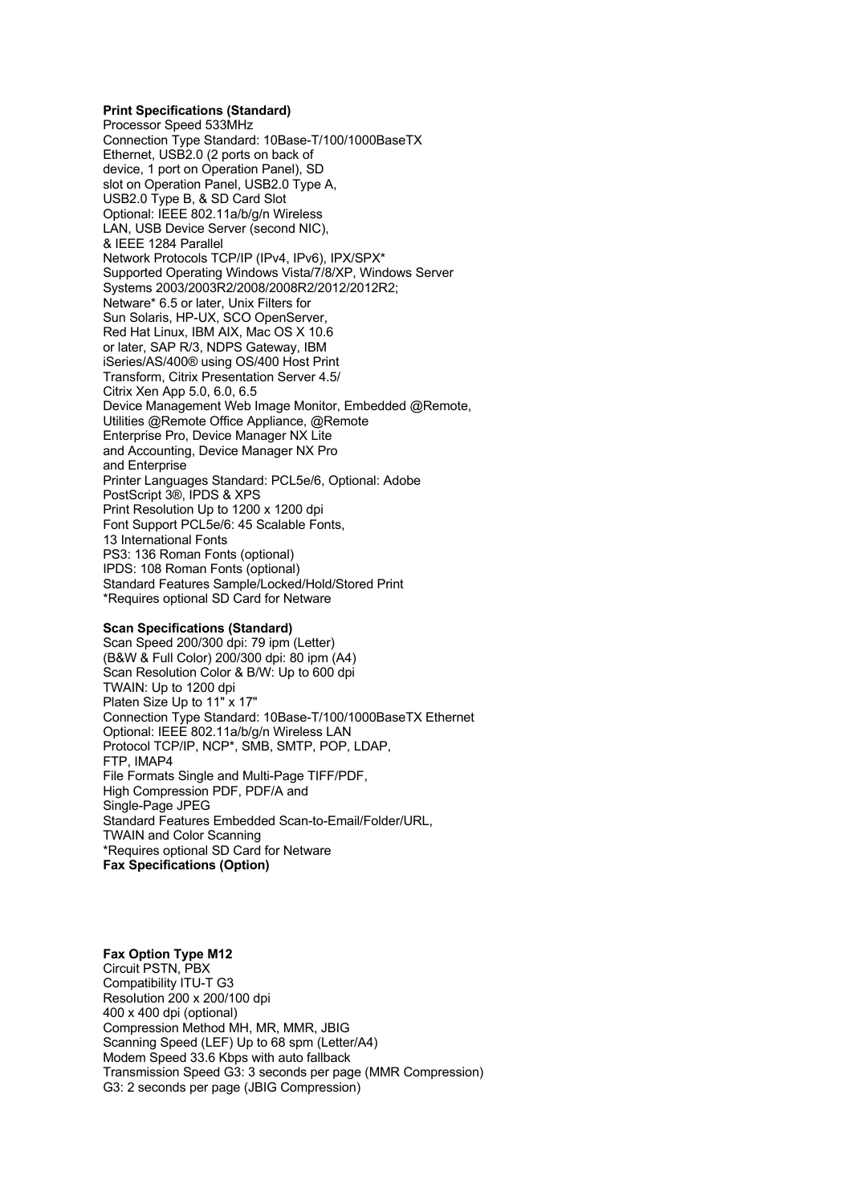**Print Specifications (Standard)**

Processor Speed 533MHz
Connection Type Standard: 10Base-T/100/1000BaseTX Ethernet, USB2.0 (2 ports on back of device, 1 port on Operation Panel), SD slot on Operation Panel, USB2.0 Type A, USB2.0 Type B, & SD Card Slot
Optional: IEEE 802.11a/b/g/n Wireless LAN, USB Device Server (second NIC), & IEEE 1284 Parallel
Network Protocols TCP/IP (IPv4, IPv6), IPX/SPX*
Supported Operating Windows Vista/7/8/XP, Windows Server Systems 2003/2003R2/2008/2008R2/2012/2012R2; Netware* 6.5 or later, Unix Filters for Sun Solaris, HP-UX, SCO OpenServer, Red Hat Linux, IBM AIX, Mac OS X 10.6 or later, SAP R/3, NDPS Gateway, IBM iSeries/AS/400® using OS/400 Host Print Transform, Citrix Presentation Server 4.5/ Citrix Xen App 5.0, 6.0, 6.5
Device Management Web Image Monitor, Embedded @Remote, Utilities @Remote Office Appliance, @Remote Enterprise Pro, Device Manager NX Lite and Accounting, Device Manager NX Pro and Enterprise
Printer Languages Standard: PCL5e/6, Optional: Adobe PostScript 3®, IPDS & XPS
Print Resolution Up to 1200 x 1200 dpi
Font Support PCL5e/6: 45 Scalable Fonts, 13 International Fonts
PS3: 136 Roman Fonts (optional)
IPDS: 108 Roman Fonts (optional)
Standard Features Sample/Locked/Hold/Stored Print
*Requires optional SD Card for Netware

**Scan Specifications (Standard)**

Scan Speed 200/300 dpi: 79 ipm (Letter)
(B&W & Full Color) 200/300 dpi: 80 ipm (A4)
Scan Resolution Color & B/W: Up to 600 dpi
TWAIN: Up to 1200 dpi
Platen Size Up to 11" x 17"
Connection Type Standard: 10Base-T/100/1000BaseTX Ethernet
Optional: IEEE 802.11a/b/g/n Wireless LAN
Protocol TCP/IP, NCP*, SMB, SMTP, POP, LDAP, FTP, IMAP4
File Formats Single and Multi-Page TIFF/PDF, High Compression PDF, PDF/A and Single-Page JPEG
Standard Features Embedded Scan-to-Email/Folder/URL, TWAIN and Color Scanning
*Requires optional SD Card for Netware

**Fax Specifications (Option)**

**Fax Option Type M12**

Circuit PSTN, PBX
Compatibility ITU-T G3
Resolution 200 x 200/100 dpi
400 x 400 dpi (optional)
Compression Method MH, MR, MMR, JBIG
Scanning Speed (LEF) Up to 68 spm (Letter/A4)
Modem Speed 33.6 Kbps with auto fallback
Transmission Speed G3: 3 seconds per page (MMR Compression)
G3: 2 seconds per page (JBIG Compression)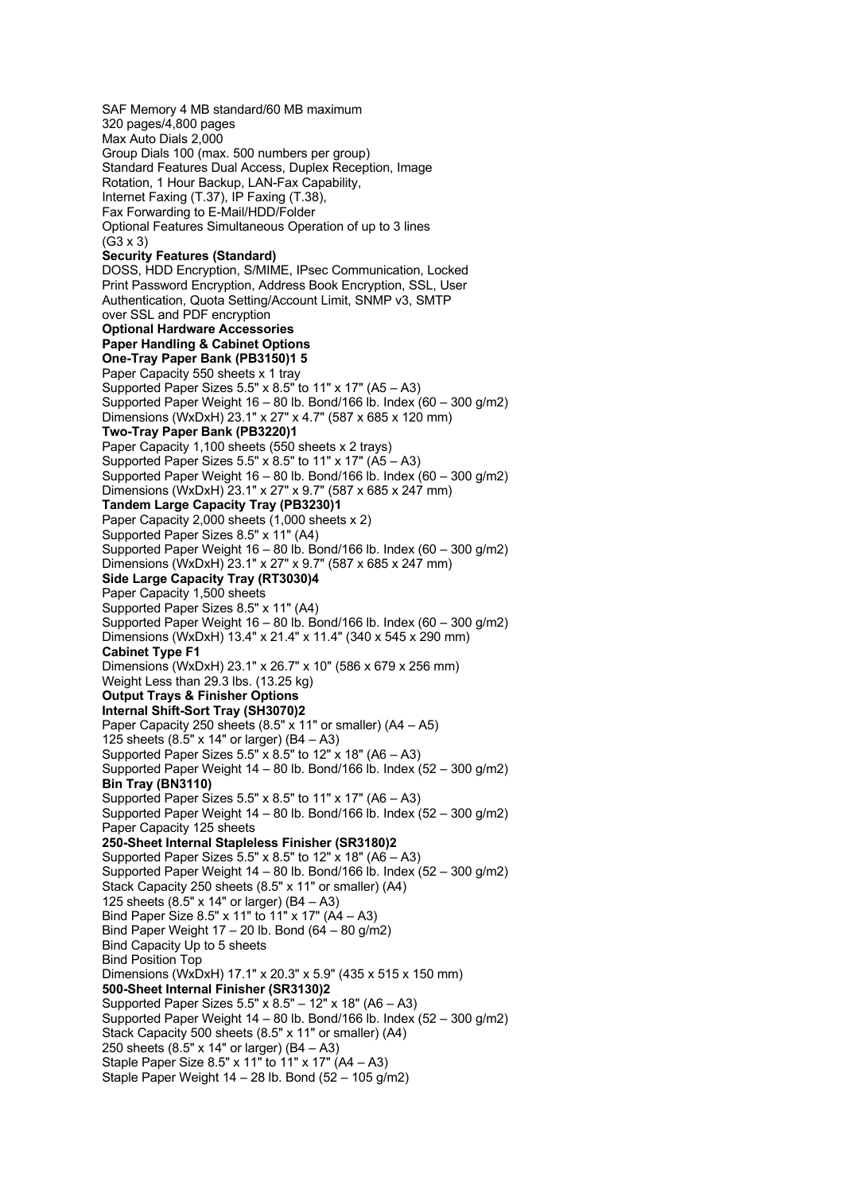SAF Memory 4 MB standard/60 MB maximum
320 pages/4,800 pages
Max Auto Dials 2,000
Group Dials 100 (max. 500 numbers per group)
Standard Features Dual Access, Duplex Reception, Image Rotation, 1 Hour Backup, LAN-Fax Capability, Internet Faxing (T.37), IP Faxing (T.38), Fax Forwarding to E-Mail/HDD/Folder
Optional Features Simultaneous Operation of up to 3 lines (G3 x 3)

**Security Features (Standard)**

DOSS, HDD Encryption, S/MIME, IPsec Communication, Locked Print Password Encryption, Address Book Encryption, SSL, User Authentication, Quota Setting/Account Limit, SNMP v3, SMTP over SSL and PDF encryption

**Optional Hardware Accessories**

**Paper Handling & Cabinet Options**

**One-Tray Paper Bank (PB3150)1 5**

Paper Capacity 550 sheets x 1 tray
Supported Paper Sizes 5.5" x 8.5" to 11" x 17" (A5 – A3)
Supported Paper Weight 16 – 80 lb. Bond/166 lb. Index (60 – 300 g/m2)
Dimensions (WxDxH) 23.1" x 27" x 4.7" (587 x 685 x 120 mm)

**Two-Tray Paper Bank (PB3220)1**

Paper Capacity 1,100 sheets (550 sheets x 2 trays)
Supported Paper Sizes 5.5" x 8.5" to 11" x 17" (A5 – A3)
Supported Paper Weight 16 – 80 lb. Bond/166 lb. Index (60 – 300 g/m2)
Dimensions (WxDxH) 23.1" x 27" x 9.7" (587 x 685 x 247 mm)

**Tandem Large Capacity Tray (PB3230)1**

Paper Capacity 2,000 sheets (1,000 sheets x 2)
Supported Paper Sizes 8.5" x 11" (A4)
Supported Paper Weight 16 – 80 lb. Bond/166 lb. Index (60 – 300 g/m2)
Dimensions (WxDxH) 23.1" x 27" x 9.7" (587 x 685 x 247 mm)

**Side Large Capacity Tray (RT3030)4**

Paper Capacity 1,500 sheets
Supported Paper Sizes 8.5" x 11" (A4)
Supported Paper Weight 16 – 80 lb. Bond/166 lb. Index (60 – 300 g/m2)
Dimensions (WxDxH) 13.4" x 21.4" x 11.4" (340 x 545 x 290 mm)

**Cabinet Type F1**

Dimensions (WxDxH) 23.1" x 26.7" x 10" (586 x 679 x 256 mm)
Weight Less than 29.3 lbs. (13.25 kg)

**Output Trays & Finisher Options**

**Internal Shift-Sort Tray (SH3070)2**

Paper Capacity 250 sheets (8.5" x 11" or smaller) (A4 – A5)
125 sheets (8.5" x 14" or larger) (B4 – A3)
Supported Paper Sizes 5.5" x 8.5" to 12" x 18" (A6 – A3)
Supported Paper Weight 14 – 80 lb. Bond/166 lb. Index (52 – 300 g/m2)

**Bin Tray (BN3110)**

Supported Paper Sizes 5.5" x 8.5" to 11" x 17" (A6 – A3)
Supported Paper Weight 14 – 80 lb. Bond/166 lb. Index (52 – 300 g/m2)
Paper Capacity 125 sheets

**250-Sheet Internal Stapleless Finisher (SR3180)2**

Supported Paper Sizes 5.5" x 8.5" to 12" x 18" (A6 – A3)
Supported Paper Weight 14 – 80 lb. Bond/166 lb. Index (52 – 300 g/m2)
Stack Capacity 250 sheets (8.5" x 11" or smaller) (A4)
125 sheets (8.5" x 14" or larger) (B4 – A3)
Bind Paper Size 8.5" x 11" to 11" x 17" (A4 – A3)
Bind Paper Weight 17 – 20 lb. Bond (64 – 80 g/m2)
Bind Capacity Up to 5 sheets
Bind Position Top
Dimensions (WxDxH) 17.1" x 20.3" x 5.9" (435 x 515 x 150 mm)

**500-Sheet Internal Finisher (SR3130)2**

Supported Paper Sizes 5.5" x 8.5" – 12" x 18" (A6 – A3)
Supported Paper Weight 14 – 80 lb. Bond/166 lb. Index (52 – 300 g/m2)
Stack Capacity 500 sheets (8.5" x 11" or smaller) (A4)
250 sheets (8.5" x 14" or larger) (B4 – A3)
Staple Paper Size 8.5" x 11" to 11" x 17" (A4 – A3)
Staple Paper Weight 14 – 28 lb. Bond (52 – 105 g/m2)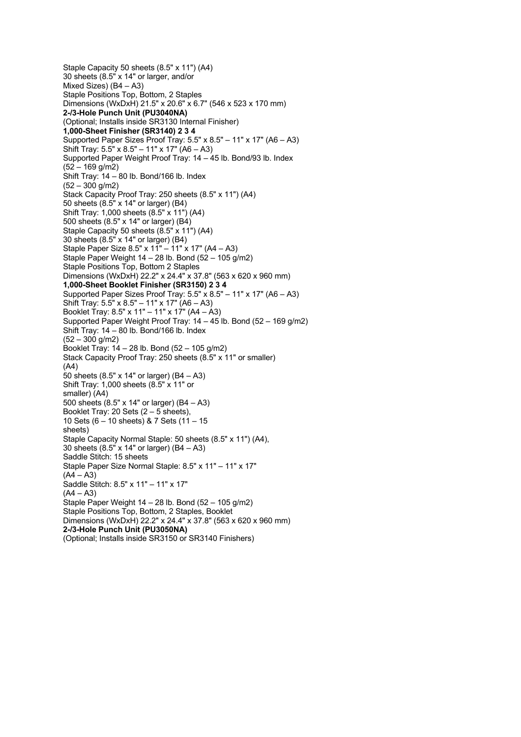Staple Capacity 50 sheets (8.5" x 11") (A4)
30 sheets (8.5" x 14" or larger, and/or
Mixed Sizes) (B4 – A3)
Staple Positions Top, Bottom, 2 Staples
Dimensions (WxDxH) 21.5" x 20.6" x 6.7" (546 x 523 x 170 mm)

**2-/3-Hole Punch Unit (PU3040NA)**

(Optional; Installs inside SR3130 Internal Finisher)

**1,000-Sheet Finisher (SR3140) 2 3 4**

Supported Paper Sizes Proof Tray: 5.5" x 8.5" – 11" x 17" (A6 – A3)
Shift Tray: 5.5" x 8.5" – 11" x 17" (A6 – A3)
Supported Paper Weight Proof Tray: 14 – 45 lb. Bond/93 lb. Index
(52 – 169 g/m2)
Shift Tray: 14 – 80 lb. Bond/166 lb. Index
(52 – 300 g/m2)
Stack Capacity Proof Tray: 250 sheets (8.5" x 11") (A4)
50 sheets (8.5" x 14" or larger) (B4)
Shift Tray: 1,000 sheets (8.5" x 11") (A4)
500 sheets (8.5" x 14" or larger) (B4)
Staple Capacity 50 sheets (8.5" x 11") (A4)
30 sheets (8.5" x 14" or larger) (B4)
Staple Paper Size 8.5" x 11" – 11" x 17" (A4 – A3)
Staple Paper Weight 14 – 28 lb. Bond (52 – 105 g/m2)
Staple Positions Top, Bottom 2 Staples
Dimensions (WxDxH) 22.2" x 24.4" x 37.8" (563 x 620 x 960 mm)

**1,000-Sheet Booklet Finisher (SR3150) 2 3 4**

Supported Paper Sizes Proof Tray: 5.5" x 8.5" – 11" x 17" (A6 – A3)
Shift Tray: 5.5" x 8.5" – 11" x 17" (A6 – A3)
Booklet Tray: 8.5" x 11" – 11" x 17" (A4 – A3)
Supported Paper Weight Proof Tray: 14 – 45 lb. Bond (52 – 169 g/m2)
Shift Tray: 14 – 80 lb. Bond/166 lb. Index
(52 – 300 g/m2)
Booklet Tray: 14 – 28 lb. Bond (52 – 105 g/m2)
Stack Capacity Proof Tray: 250 sheets (8.5" x 11" or smaller)
(A4)
50 sheets (8.5" x 14" or larger) (B4 – A3)
Shift Tray: 1,000 sheets (8.5" x 11" or
smaller) (A4)
500 sheets (8.5" x 14" or larger) (B4 – A3)
Booklet Tray: 20 Sets (2 – 5 sheets),
10 Sets (6 – 10 sheets) & 7 Sets (11 – 15
sheets)
Staple Capacity Normal Staple: 50 sheets (8.5" x 11") (A4),
30 sheets (8.5" x 14" or larger) (B4 – A3)
Saddle Stitch: 15 sheets
Staple Paper Size Normal Staple: 8.5" x 11" – 11" x 17"
(A4 – A3)
Saddle Stitch: 8.5" x 11" – 11" x 17"
(A4 – A3)
Staple Paper Weight 14 – 28 lb. Bond (52 – 105 g/m2)
Staple Positions Top, Bottom, 2 Staples, Booklet
Dimensions (WxDxH) 22.2" x 24.4" x 37.8" (563 x 620 x 960 mm)

**2-/3-Hole Punch Unit (PU3050NA)**

(Optional; Installs inside SR3150 or SR3140 Finishers)